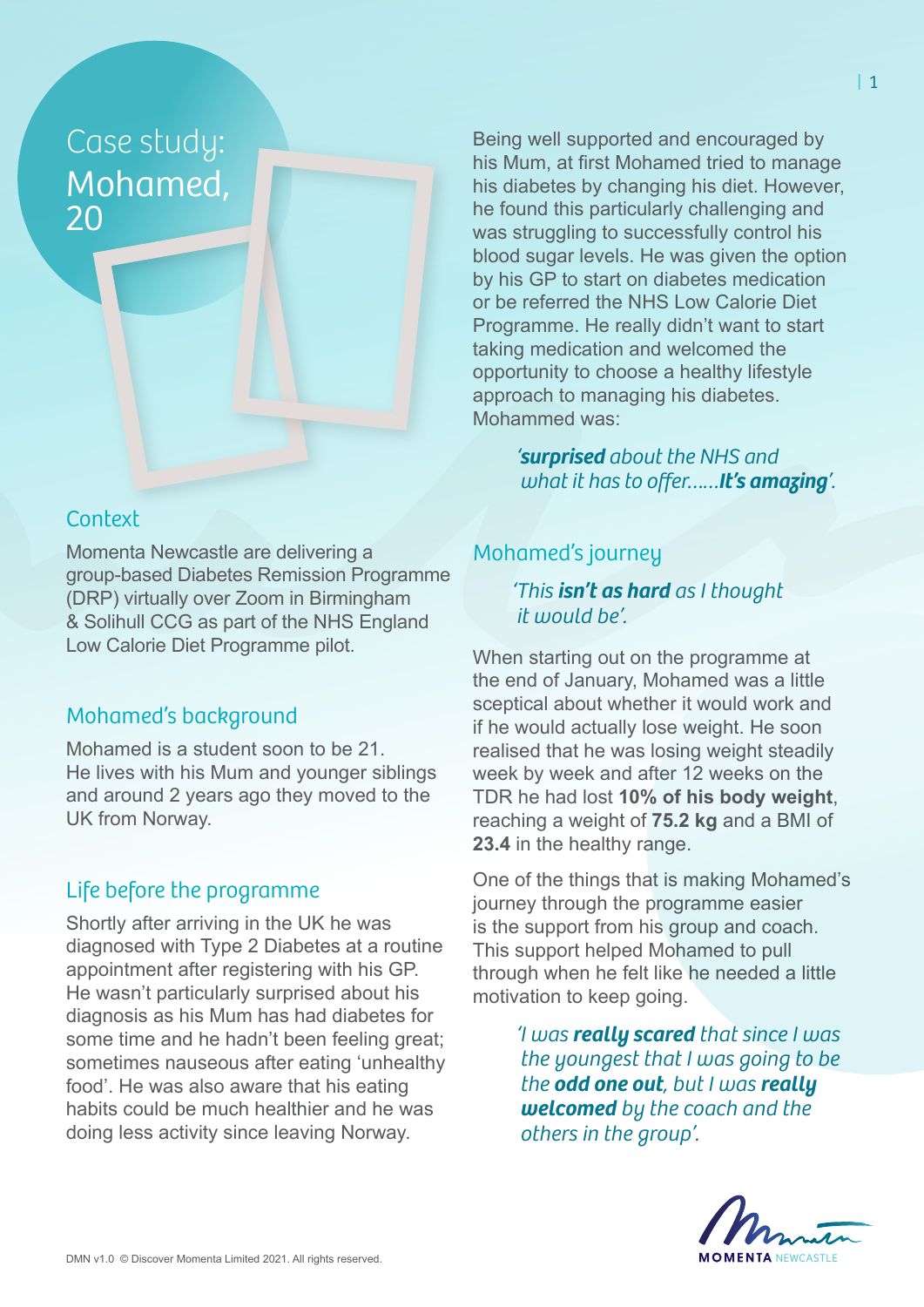# Case study: Mohamed, 20

## Context

Momenta Newcastle are delivering a group-based Diabetes Remission Programme (DRP) virtually over Zoom in Birmingham & Solihull CCG as part of the NHS England Low Calorie Diet Programme pilot.

## Mohamed's background

Mohamed is a student soon to be 21. He lives with his Mum and younger siblings and around 2 years ago they moved to the UK from Norway.

## Life before the programme

Shortly after arriving in the UK he was diagnosed with Type 2 Diabetes at a routine appointment after registering with his GP. He wasn't particularly surprised about his diagnosis as his Mum has had diabetes for some time and he hadn't been feeling great; sometimes nauseous after eating 'unhealthy food'. He was also aware that his eating habits could be much healthier and he was doing less activity since leaving Norway.

Being well supported and encouraged by his Mum, at first Mohamed tried to manage his diabetes by changing his diet. However, he found this particularly challenging and was struggling to successfully control his blood sugar levels. He was given the option by his GP to start on diabetes medication or be referred the NHS Low Calorie Diet Programme. He really didn't want to start taking medication and welcomed the opportunity to choose a healthy lifestyle approach to managing his diabetes. Mohammed was:

> *'**surprised** about the NHS and what it has to offer......**It's amazing**'.*

## Mohamed's journey

> *'This **isn't as hard** as I thought it would be'.*

When starting out on the programme at the end of January, Mohamed was a little sceptical about whether it would work and if he would actually lose weight. He soon realised that he was losing weight steadily week by week and after 12 weeks on the TDR he had lost **10% of his body weight**, reaching a weight of **75.2 kg** and a BMI of **23.4** in the healthy range.

One of the things that is making Mohamed's journey through the programme easier is the support from his group and coach. This support helped Mohamed to pull through when he felt like he needed a little motivation to keep going.

> *'I was **really scared** that since I was the youngest that I was going to be the **odd one out**, but I was **really welcomed** by the coach and the others in the group'.*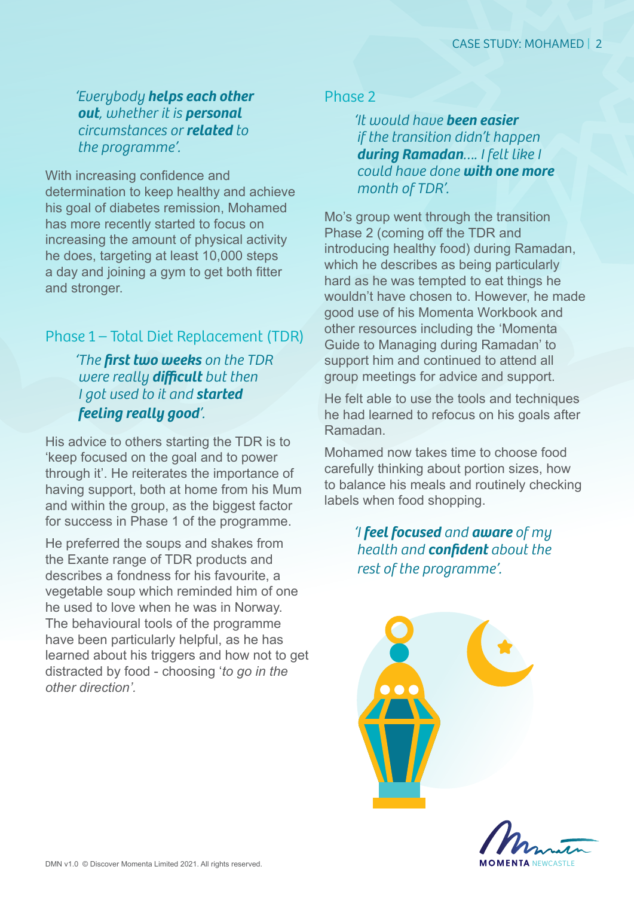*'Everybody **helps each other out**, whether it is **personal** circumstances or **related** to the programme'.*

With increasing confidence and determination to keep healthy and achieve his goal of diabetes remission, Mohamed has more recently started to focus on increasing the amount of physical activity he does, targeting at least 10,000 steps a day and joining a gym to get both fitter and stronger.

## Phase 1 – Total Diet Replacement (TDR)

*'The **first two weeks** on the TDR were really **difficult** but then I got used to it and **started feeling really good**'.*

His advice to others starting the TDR is to 'keep focused on the goal and to power through it'. He reiterates the importance of having support, both at home from his Mum and within the group, as the biggest factor for success in Phase 1 of the programme.

He preferred the soups and shakes from the Exante range of TDR products and describes a fondness for his favourite, a vegetable soup which reminded him of one he used to love when he was in Norway. The behavioural tools of the programme have been particularly helpful, as he has learned about his triggers and how not to get distracted by food - choosing '*to go in the other direction'.*

## Phase 2

*'It would have **been easier** if the transition didn't happen **during Ramadan**.... I felt like I could have done **with one more** month of TDR'.*

Mo's group went through the transition Phase 2 (coming off the TDR and introducing healthy food) during Ramadan, which he describes as being particularly hard as he was tempted to eat things he wouldn't have chosen to. However, he made good use of his Momenta Workbook and other resources including the 'Momenta Guide to Managing during Ramadan' to support him and continued to attend all group meetings for advice and support.

He felt able to use the tools and techniques he had learned to refocus on his goals after Ramadan.

Mohamed now takes time to choose food carefully thinking about portion sizes, how to balance his meals and routinely checking labels when food shopping.

*'I **feel focused** and **aware** of my health and **confident** about the rest of the programme'.*

DMN v1.0 © Discover Momenta Limited 2021. All rights reserved.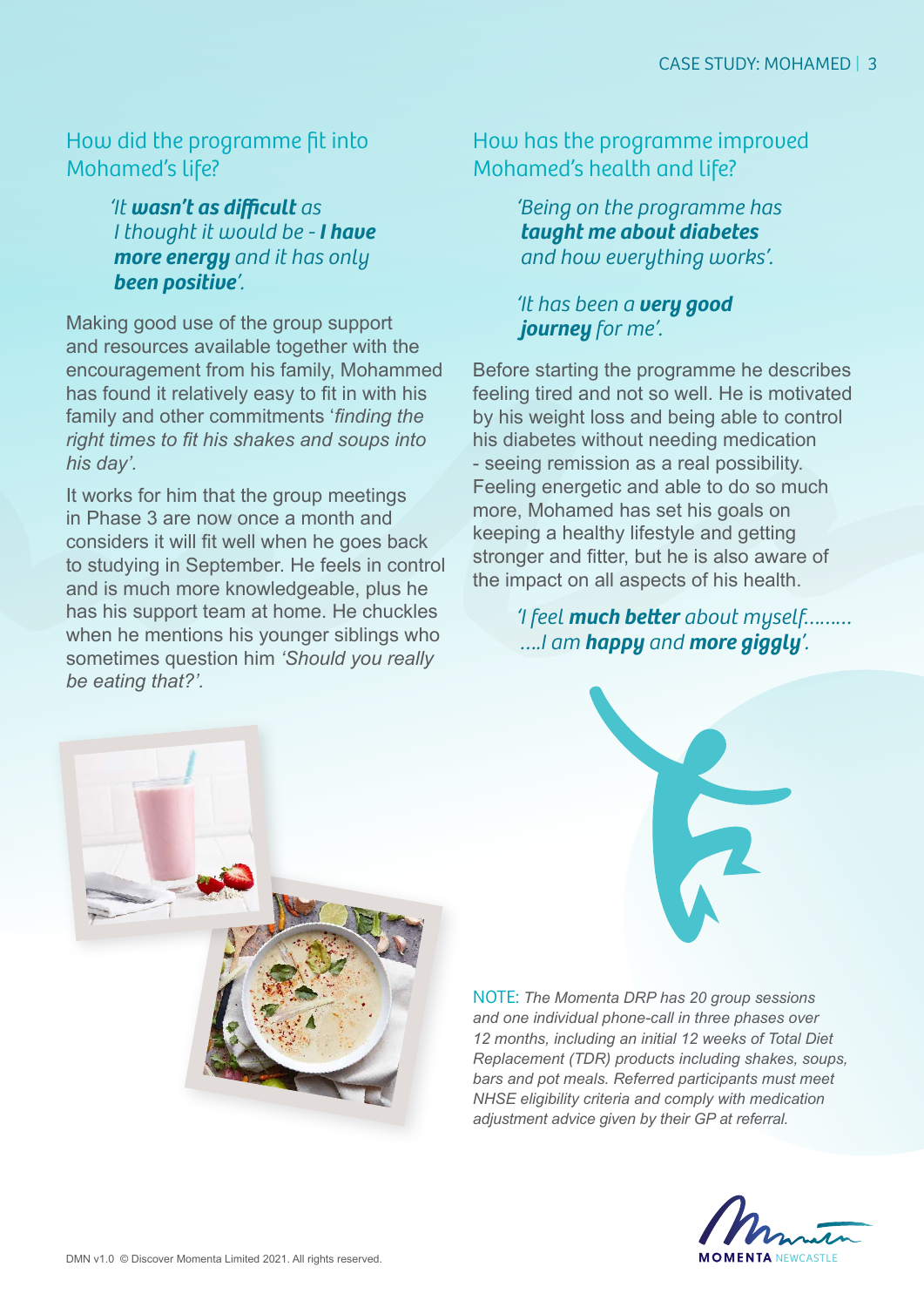## How did the programme fit into Mohamed's life?

> *'It **wasn't as difficult** as I thought it would be - **I have more energy** and it has only **been positive**'.*

Making good use of the group support and resources available together with the encouragement from his family, Mohammed has found it relatively easy to fit in with his family and other commitments '*finding the right times to fit his shakes and soups into his day'*.

It works for him that the group meetings in Phase 3 are now once a month and considers it will fit well when he goes back to studying in September. He feels in control and is much more knowledgeable, plus he has his support team at home. He chuckles when he mentions his younger siblings who sometimes question him *'Should you really be eating that?'*.

## How has the programme improved Mohamed's health and life?

> *'Being on the programme has **taught me about diabetes** and how everything works'.*

> *'It has been a **very good journey** for me'.*

Before starting the programme he describes feeling tired and not so well. He is motivated by his weight loss and being able to control his diabetes without needing medication - seeing remission as a real possibility. Feeling energetic and able to do so much more, Mohamed has set his goals on keeping a healthy lifestyle and getting stronger and fitter, but he is also aware of the impact on all aspects of his health.

> *'I feel **much better** about myself......... ....I am **happy** and **more giggly**'.*

NOTE: *The Momenta DRP has 20 group sessions and one individual phone-call in three phases over 12 months, including an initial 12 weeks of Total Diet Replacement (TDR) products including shakes, soups, bars and pot meals. Referred participants must meet NHSE eligibility criteria and comply with medication adjustment advice given by their GP at referral.*

DMN v1.0 © Discover Momenta Limited 2021. All rights reserved.